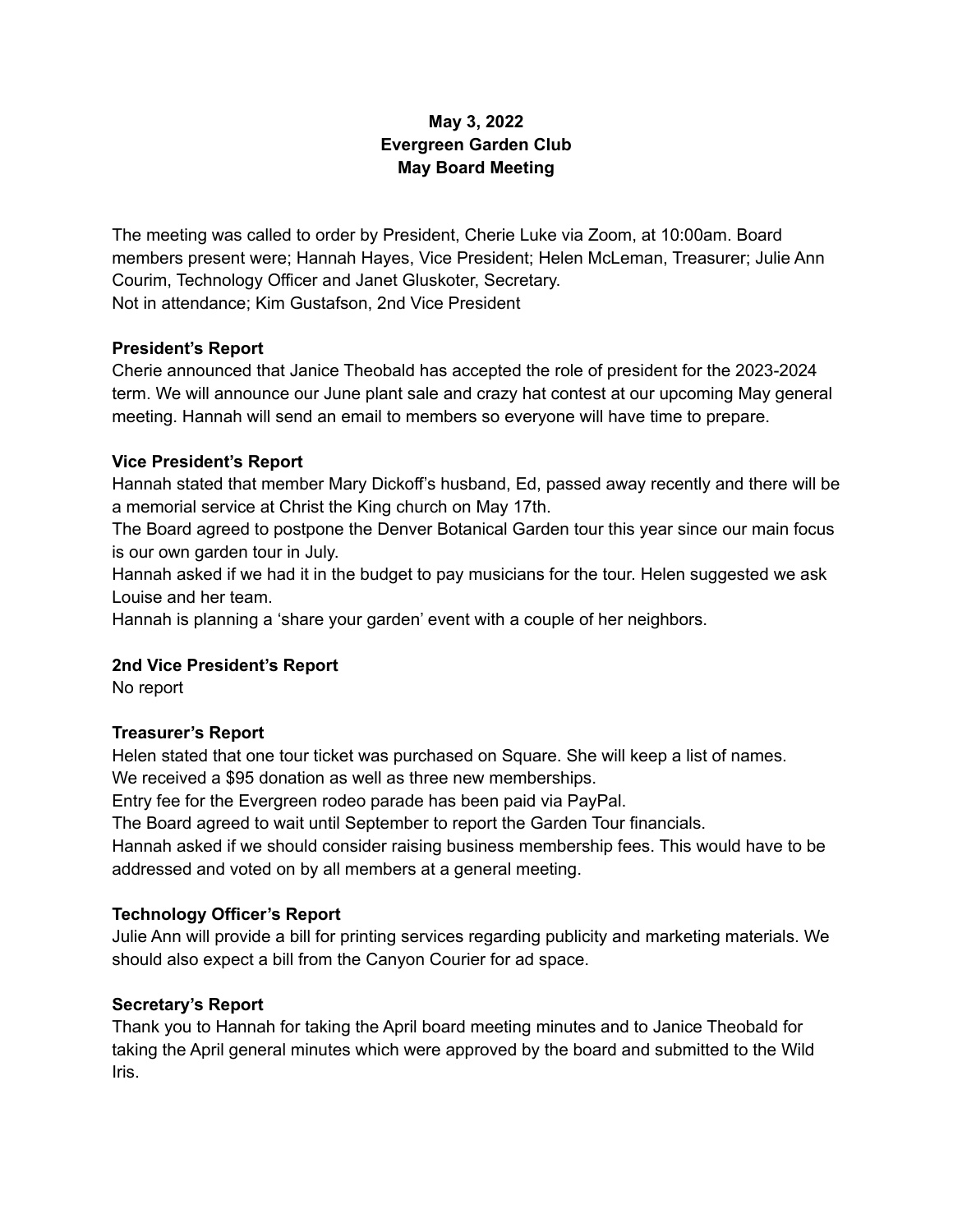**May 3, 2022**
**Evergreen Garden Club**
**May Board Meeting**

The meeting was called to order by President, Cherie Luke via Zoom, at 10:00am. Board members present were; Hannah Hayes, Vice President; Helen McLeman, Treasurer; Julie Ann Courim, Technology Officer and Janet Gluskoter, Secretary.
Not in attendance; Kim Gustafson, 2nd Vice President

**President's Report**
Cherie announced that Janice Theobald has accepted the role of president for the 2023-2024 term. We will announce our June plant sale and crazy hat contest at our upcoming May general meeting. Hannah will send an email to members so everyone will have time to prepare.

**Vice President's Report**
Hannah stated that member Mary Dickoff's husband, Ed, passed away recently and there will be a memorial service at Christ the King church on May 17th.
The Board agreed to postpone the Denver Botanical Garden tour this year since our main focus is our own garden tour in July.
Hannah asked if we had it in the budget to pay musicians for the tour. Helen suggested we ask Louise and her team.
Hannah is planning a 'share your garden' event with a couple of her neighbors.

**2nd Vice President's Report**
No report

**Treasurer's Report**
Helen stated that one tour ticket was purchased on Square. She will keep a list of names.
We received a $95 donation as well as three new memberships.
Entry fee for the Evergreen rodeo parade has been paid via PayPal.
The Board agreed to wait until September to report the Garden Tour financials.
Hannah asked if we should consider raising business membership fees. This would have to be addressed and voted on by all members at a general meeting.

**Technology Officer's Report**
Julie Ann will provide a bill for printing services regarding publicity and marketing materials. We should also expect a bill from the Canyon Courier for ad space.

**Secretary's Report**
Thank you to Hannah for taking the April board meeting minutes and to Janice Theobald for taking the April general minutes which were approved by the board and submitted to the Wild Iris.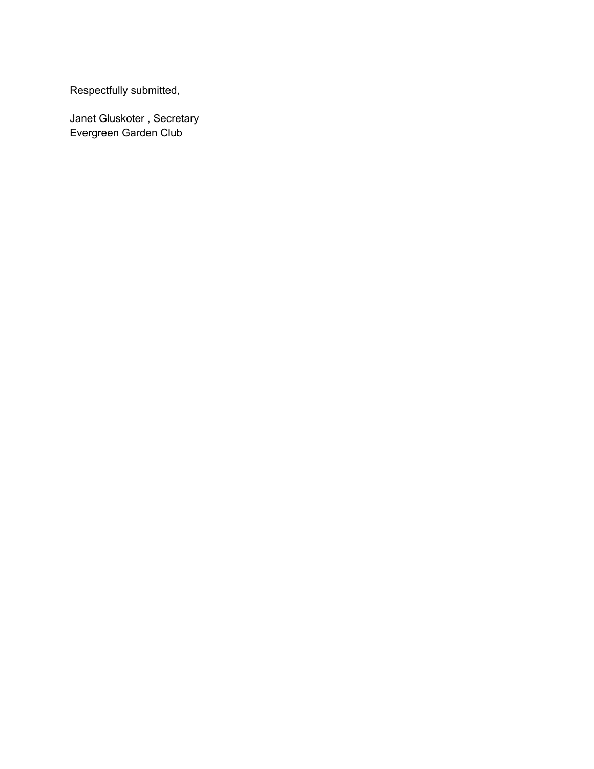Respectfully submitted,

Janet Gluskoter , Secretary
Evergreen Garden Club